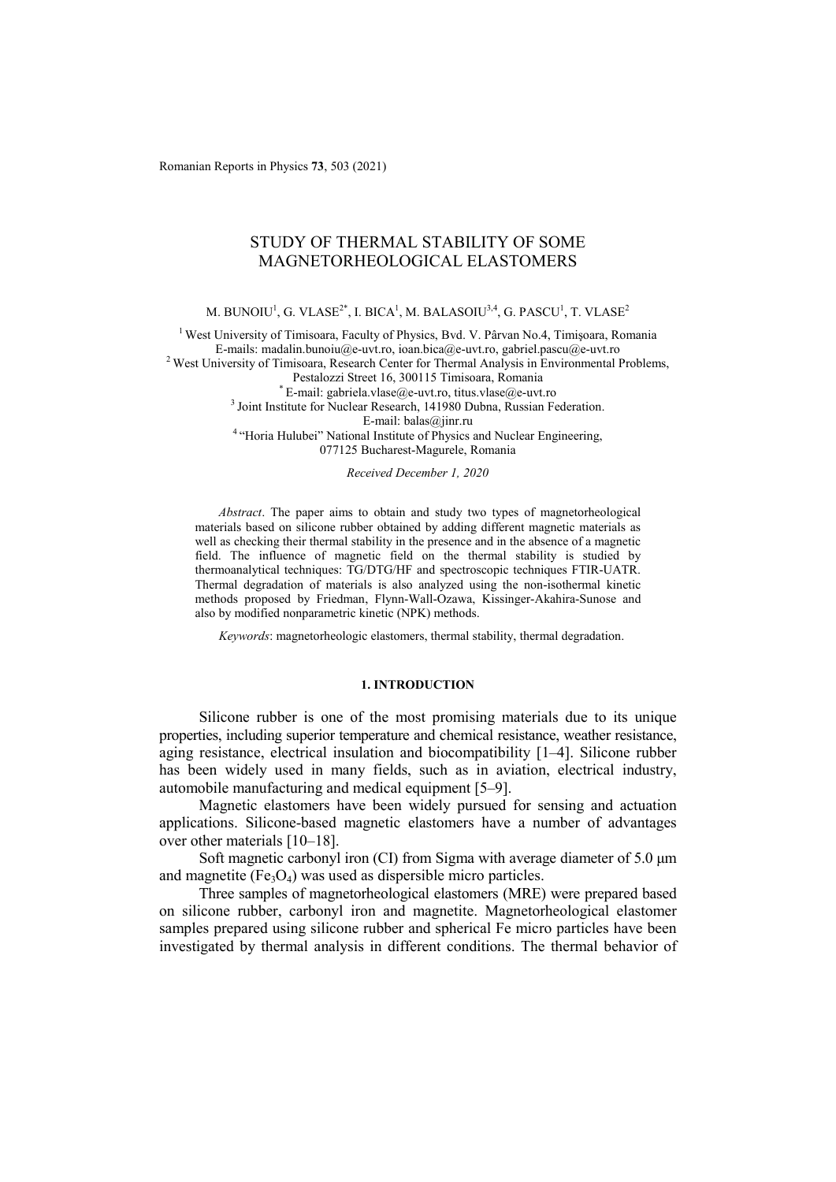# STUDY OF THERMAL STABILITY OF SOME MAGNETORHEOLOGICAL ELASTOMERS

M. BUNOIU[1], G. VLASE[2*], I. BICA[1], M. BALASOIU[3,4], G. PASCU[1], T. VLASE[2]

[1] West University of Timisoara, Faculty of Physics, Bvd. V. Pârvan No.4, Timişoara, Romania
E-mails: madalin.bunoiu@e-uvt.ro, ioan.bica@e-uvt.ro, gabriel.pascu@e-uvt.ro
[2] West University of Timisoara, Research Center for Thermal Analysis in Environmental Problems, Pestalozzi Street 16, 300115 Timisoara, Romania
[*] E-mail: gabriela.vlase@e-uvt.ro, titus.vlase@e-uvt.ro
[3] Joint Institute for Nuclear Research, 141980 Dubna, Russian Federation.
E-mail: balas@jinr.ru
[4] "Horia Hulubei" National Institute of Physics and Nuclear Engineering, 077125 Bucharest-Magurele, Romania

*Received December 1, 2020*

*Abstract*. The paper aims to obtain and study two types of magnetorheological materials based on silicone rubber obtained by adding different magnetic materials as well as checking their thermal stability in the presence and in the absence of a magnetic field. The influence of magnetic field on the thermal stability is studied by thermoanalytical techniques: TG/DTG/HF and spectroscopic techniques FTIR-UATR. Thermal degradation of materials is also analyzed using the non-isothermal kinetic methods proposed by Friedman, Flynn-Wall-Ozawa, Kissinger-Akahira-Sunose and also by modified nonparametric kinetic (NPK) methods.

*Keywords*: magnetorheologic elastomers, thermal stability, thermal degradation.

## 1. INTRODUCTION

Silicone rubber is one of the most promising materials due to its unique properties, including superior temperature and chemical resistance, weather resistance, aging resistance, electrical insulation and biocompatibility [1–4]. Silicone rubber has been widely used in many fields, such as in aviation, electrical industry, automobile manufacturing and medical equipment [5–9].

Magnetic elastomers have been widely pursued for sensing and actuation applications. Silicone-based magnetic elastomers have a number of advantages over other materials [10–18].

Soft magnetic carbonyl iron (CI) from Sigma with average diameter of 5.0 μm and magnetite ($Fe_3O_4$) was used as dispersible micro particles.

Three samples of magnetorheological elastomers (MRE) were prepared based on silicone rubber, carbonyl iron and magnetite. Magnetorheological elastomer samples prepared using silicone rubber and spherical Fe micro particles have been investigated by thermal analysis in different conditions. The thermal behavior of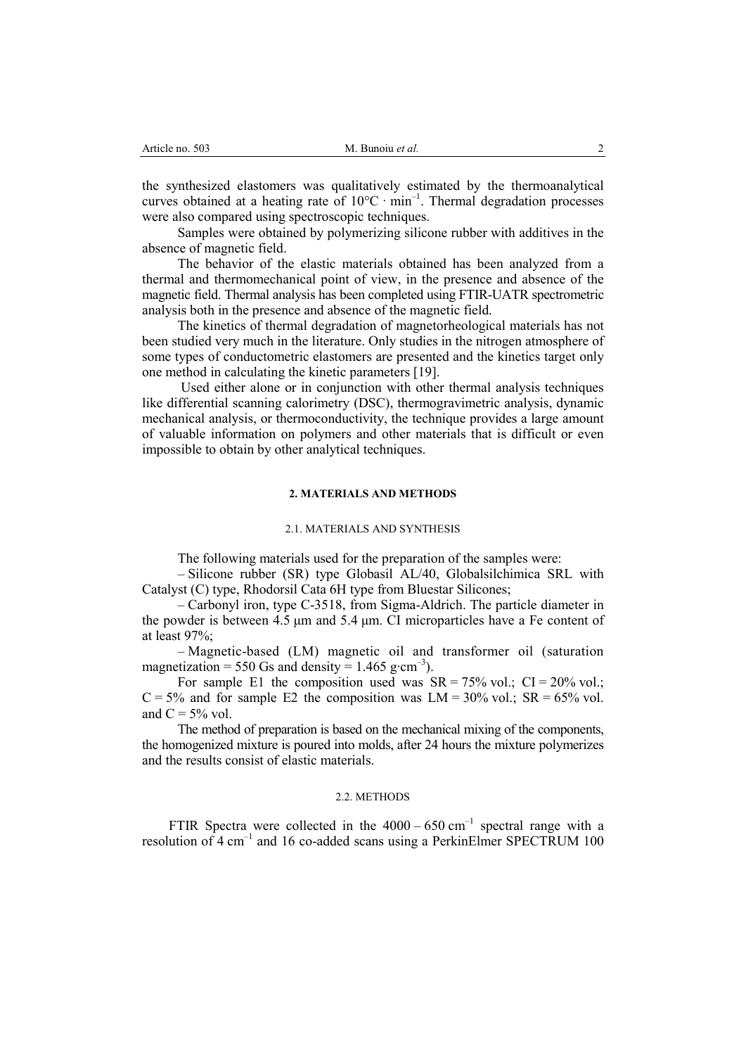the synthesized elastomers was qualitatively estimated by the thermoanalytical curves obtained at a heating rate of $10°C \cdot min^{-1}$. Thermal degradation processes were also compared using spectroscopic techniques.

Samples were obtained by polymerizing silicone rubber with additives in the absence of magnetic field.

The behavior of the elastic materials obtained has been analyzed from a thermal and thermomechanical point of view, in the presence and absence of the magnetic field. Thermal analysis has been completed using FTIR-UATR spectrometric analysis both in the presence and absence of the magnetic field.

The kinetics of thermal degradation of magnetorheological materials has not been studied very much in the literature. Only studies in the nitrogen atmosphere of some types of conductometric elastomers are presented and the kinetics target only one method in calculating the kinetic parameters [19].

Used either alone or in conjunction with other thermal analysis techniques like differential scanning calorimetry (DSC), thermogravimetric analysis, dynamic mechanical analysis, or thermoconductivity, the technique provides a large amount of valuable information on polymers and other materials that is difficult or even impossible to obtain by other analytical techniques.

## 2. MATERIALS AND METHODS

### 2.1. MATERIALS AND SYNTHESIS

The following materials used for the preparation of the samples were:

– Silicone rubber (SR) type Globasil AL/40, Globalsilchimica SRL with Catalyst (C) type, Rhodorsil Cata 6H type from Bluestar Silicones;

– Carbonyl iron, type C-3518, from Sigma-Aldrich. The particle diameter in the powder is between 4.5 μm and 5.4 μm. CI microparticles have a Fe content of at least 97%;

– Magnetic-based (LM) magnetic oil and transformer oil (saturation magnetization = 550 Gs and density = $1.465\ g \cdot cm^{-3}$).

For sample E1 the composition used was SR = 75% vol.; CI = 20% vol.; C = 5% and for sample E2 the composition was LM = 30% vol.; SR = 65% vol. and C = 5% vol.

The method of preparation is based on the mechanical mixing of the components, the homogenized mixture is poured into molds, after 24 hours the mixture polymerizes and the results consist of elastic materials.

### 2.2. METHODS

FTIR Spectra were collected in the $4000 - 650\ cm^{-1}$ spectral range with a resolution of $4\ cm^{-1}$ and 16 co-added scans using a PerkinElmer SPECTRUM 100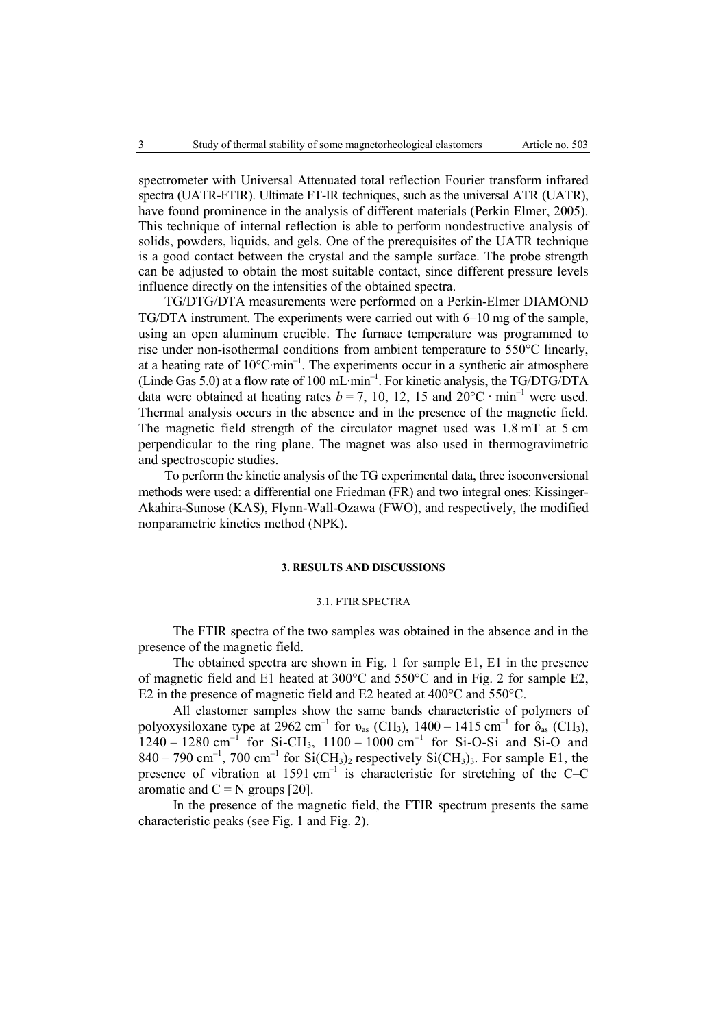spectrometer with Universal Attenuated total reflection Fourier transform infrared spectra (UATR-FTIR). Ultimate FT-IR techniques, such as the universal ATR (UATR), have found prominence in the analysis of different materials (Perkin Elmer, 2005). This technique of internal reflection is able to perform nondestructive analysis of solids, powders, liquids, and gels. One of the prerequisites of the UATR technique is a good contact between the crystal and the sample surface. The probe strength can be adjusted to obtain the most suitable contact, since different pressure levels influence directly on the intensities of the obtained spectra.

TG/DTG/DTA measurements were performed on a Perkin-Elmer DIAMOND TG/DTA instrument. The experiments were carried out with 6–10 mg of the sample, using an open aluminum crucible. The furnace temperature was programmed to rise under non-isothermal conditions from ambient temperature to 550°C linearly, at a heating rate of 10°C·min$^{-1}$. The experiments occur in a synthetic air atmosphere (Linde Gas 5.0) at a flow rate of 100 mL·min$^{-1}$. For kinetic analysis, the TG/DTG/DTA data were obtained at heating rates $b = 7$, 10, 12, 15 and 20°C · min$^{-1}$ were used. Thermal analysis occurs in the absence and in the presence of the magnetic field. The magnetic field strength of the circulator magnet used was 1.8 mT at 5 cm perpendicular to the ring plane. The magnet was also used in thermogravimetric and spectroscopic studies.

To perform the kinetic analysis of the TG experimental data, three isoconversional methods were used: a differential one Friedman (FR) and two integral ones: Kissinger-Akahira-Sunose (KAS), Flynn-Wall-Ozawa (FWO), and respectively, the modified nonparametric kinetics method (NPK).

## 3. RESULTS AND DISCUSSIONS

### 3.1. FTIR SPECTRA

The FTIR spectra of the two samples was obtained in the absence and in the presence of the magnetic field.

The obtained spectra are shown in Fig. 1 for sample E1, E1 in the presence of magnetic field and E1 heated at 300°C and 550°C and in Fig. 2 for sample E2, E2 in the presence of magnetic field and E2 heated at 400°C and 550°C.

All elastomer samples show the same bands characteristic of polymers of polyoxysiloxane type at 2962 cm$^{-1}$ for $\upsilon_{as}$ ($CH_3$), 1400 – 1415 cm$^{-1}$ for $\delta_{as}$ ($CH_3$), 1240 – 1280 cm$^{-1}$ for Si-$CH_3$, 1100 – 1000 cm$^{-1}$ for Si-O-Si and Si-O and 840 – 790 cm$^{-1}$, 700 cm$^{-1}$ for Si$(CH_3)_2$ respectively Si$(CH_3)_3$. For sample E1, the presence of vibration at 1591 cm$^{-1}$ is characteristic for stretching of the C–C aromatic and C = N groups [20].

In the presence of the magnetic field, the FTIR spectrum presents the same characteristic peaks (see Fig. 1 and Fig. 2).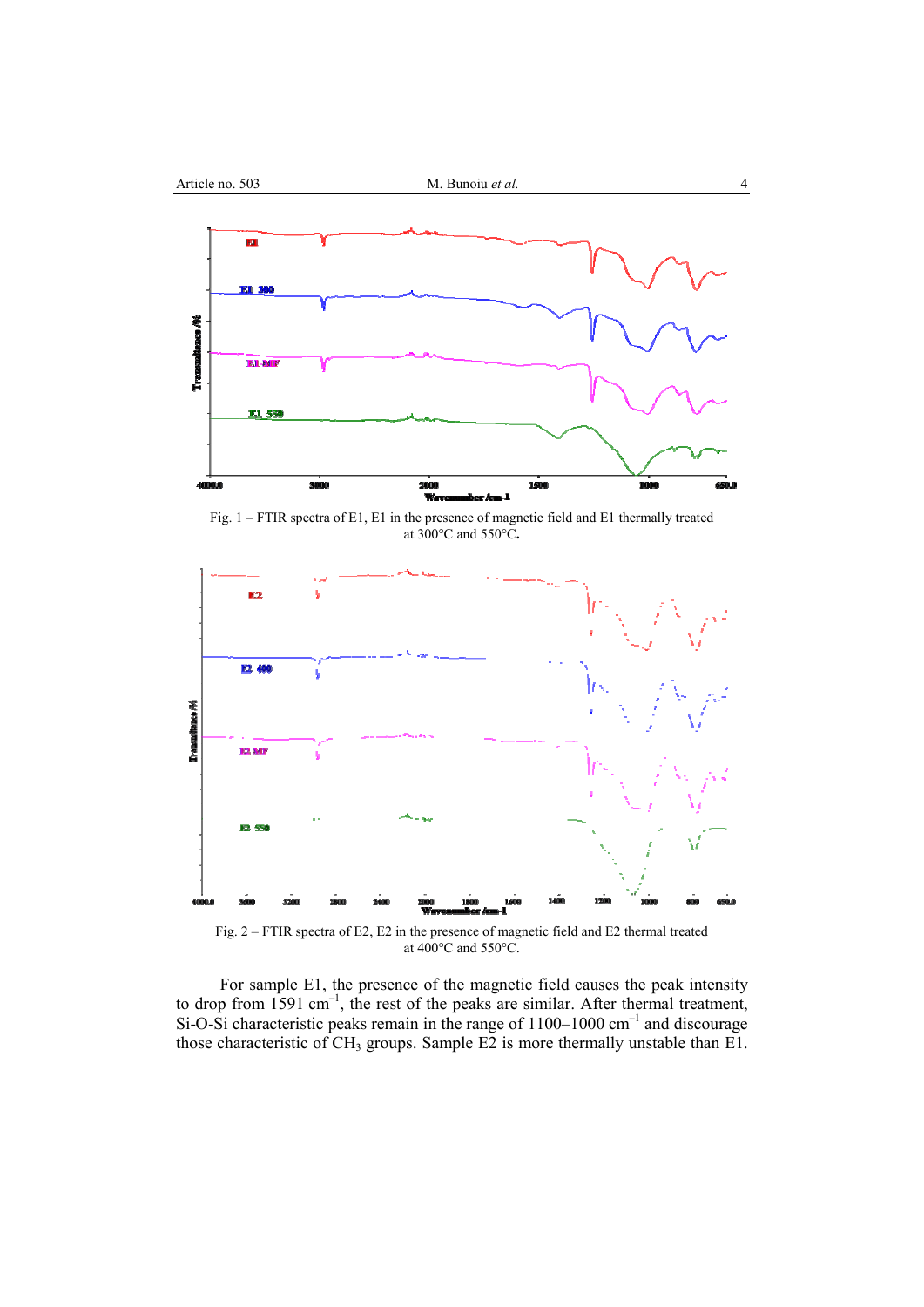Fig. 1 – FTIR spectra of E1, E1 in the presence of magnetic field and E1 thermally treated at 300°C and 550°C.

Fig. 2 – FTIR spectra of E2, E2 in the presence of magnetic field and E2 thermal treated at 400°C and 550°C.

For sample E1, the presence of the magnetic field causes the peak intensity to drop from 1591 cm$^{-1}$, the rest of the peaks are similar. After thermal treatment, Si-O-Si characteristic peaks remain in the range of 1100–1000 cm$^{-1}$ and discourage those characteristic of $CH_3$ groups. Sample E2 is more thermally unstable than E1.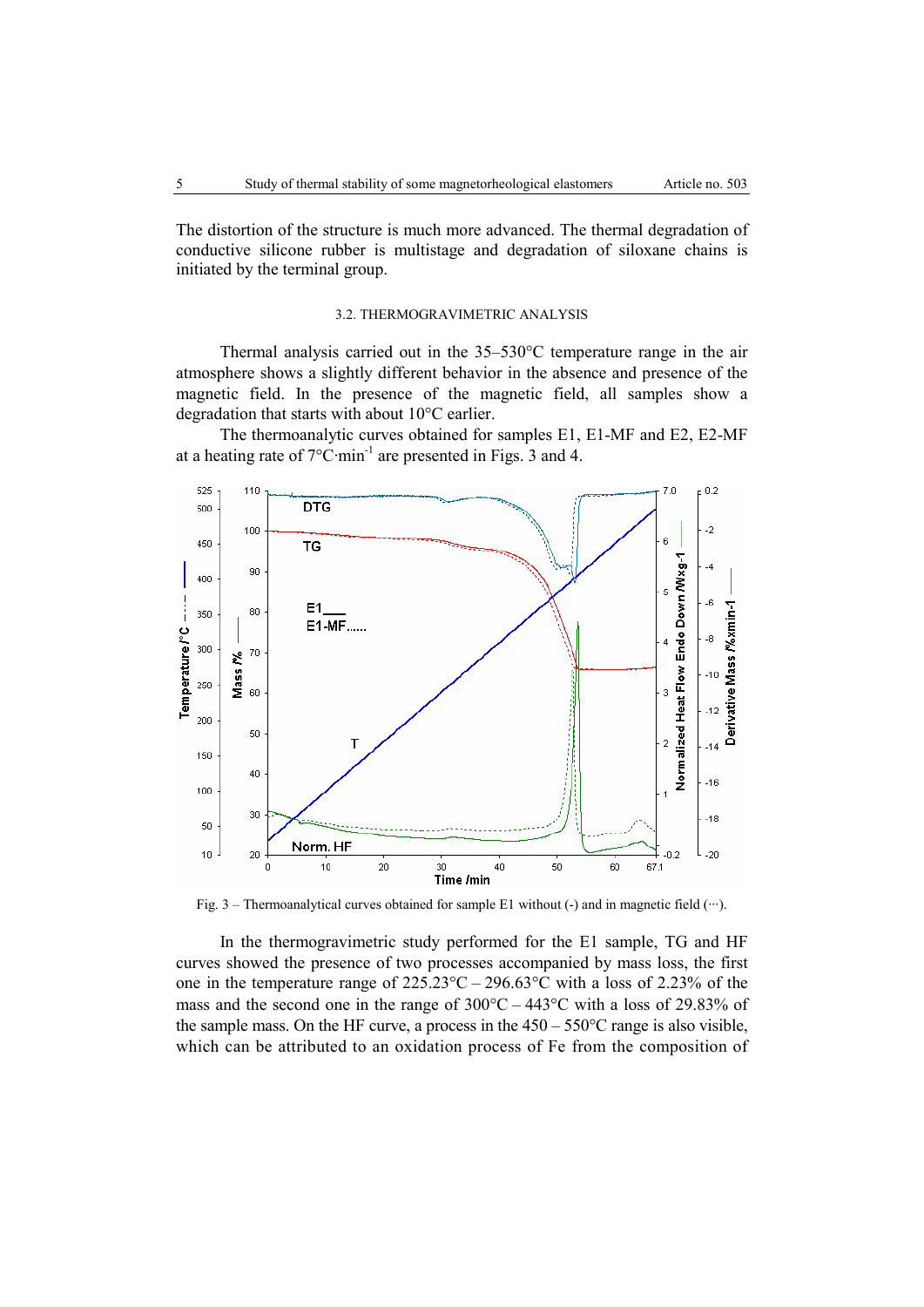The distortion of the structure is much more advanced. The thermal degradation of conductive silicone rubber is multistage and degradation of siloxane chains is initiated by the terminal group.

### 3.2. THERMOGRAVIMETRIC ANALYSIS

Thermal analysis carried out in the 35–530°C temperature range in the air atmosphere shows a slightly different behavior in the absence and presence of the magnetic field. In the presence of the magnetic field, all samples show a degradation that starts with about 10°C earlier.

The thermoanalytic curves obtained for samples E1, E1-MF and E2, E2-MF at a heating rate of 7°C·min$^{-1}$ are presented in Figs. 3 and 4.

Fig. 3 – Thermoanalytical curves obtained for sample E1 without (-) and in magnetic field (···).

In the thermogravimetric study performed for the E1 sample, TG and HF curves showed the presence of two processes accompanied by mass loss, the first one in the temperature range of 225.23°C – 296.63°C with a loss of 2.23% of the mass and the second one in the range of 300°C – 443°C with a loss of 29.83% of the sample mass. On the HF curve, a process in the 450 – 550°C range is also visible, which can be attributed to an oxidation process of Fe from the composition of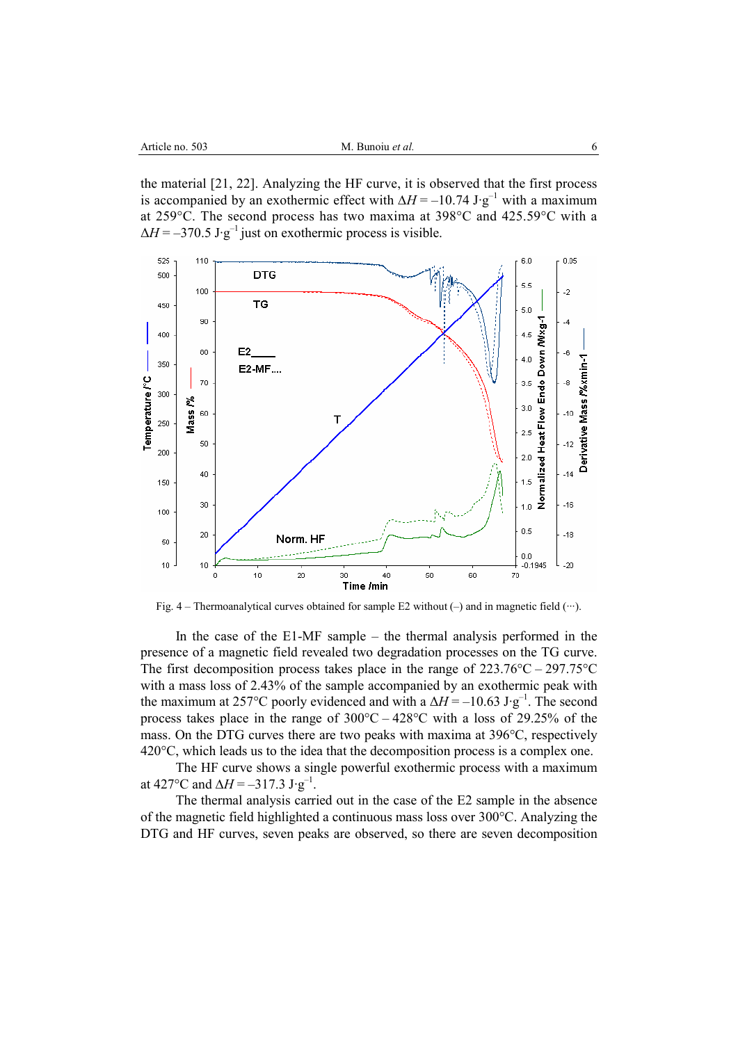the material [21, 22]. Analyzing the HF curve, it is observed that the first process is accompanied by an exothermic effect with $\Delta H = -10.74$ J·g$^{-1}$ with a maximum at 259°C. The second process has two maxima at 398°C and 425.59°C with a $\Delta H = -370.5$ J·g$^{-1}$ just on exothermic process is visible.

Fig. 4 – Thermoanalytical curves obtained for sample E2 without (–) and in magnetic field (···).

In the case of the E1-MF sample – the thermal analysis performed in the presence of a magnetic field revealed two degradation processes on the TG curve. The first decomposition process takes place in the range of 223.76°C – 297.75°C with a mass loss of 2.43% of the sample accompanied by an exothermic peak with the maximum at 257°C poorly evidenced and with a $\Delta H = -10.63$ J·g$^{-1}$. The second process takes place in the range of 300°C – 428°C with a loss of 29.25% of the mass. On the DTG curves there are two peaks with maxima at 396°C, respectively 420°C, which leads us to the idea that the decomposition process is a complex one.

The HF curve shows a single powerful exothermic process with a maximum at 427°C and $\Delta H = -317.3$ J·g$^{-1}$.

The thermal analysis carried out in the case of the E2 sample in the absence of the magnetic field highlighted a continuous mass loss over 300°C. Analyzing the DTG and HF curves, seven peaks are observed, so there are seven decomposition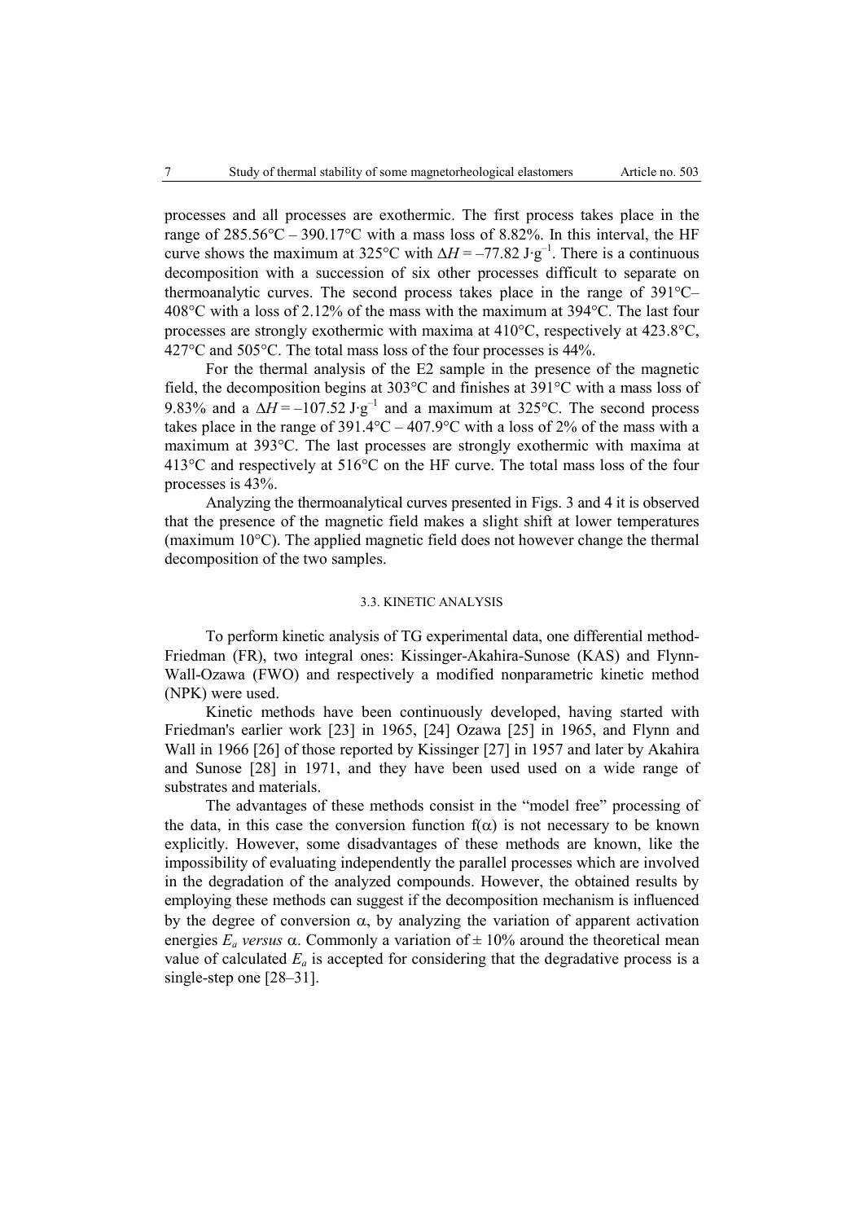processes and all processes are exothermic. The first process takes place in the range of 285.56°C – 390.17°C with a mass loss of 8.82%. In this interval, the HF curve shows the maximum at 325°C with $\Delta H = -77.82$ J·g$^{-1}$. There is a continuous decomposition with a succession of six other processes difficult to separate on thermoanalytic curves. The second process takes place in the range of 391°C–408°C with a loss of 2.12% of the mass with the maximum at 394°C. The last four processes are strongly exothermic with maxima at 410°C, respectively at 423.8°C, 427°C and 505°C. The total mass loss of the four processes is 44%.

For the thermal analysis of the E2 sample in the presence of the magnetic field, the decomposition begins at 303°C and finishes at 391°C with a mass loss of 9.83% and a $\Delta H = -107.52$ J·g$^{-1}$ and a maximum at 325°C. The second process takes place in the range of 391.4°C – 407.9°C with a loss of 2% of the mass with a maximum at 393°C. The last processes are strongly exothermic with maxima at 413°C and respectively at 516°C on the HF curve. The total mass loss of the four processes is 43%.

Analyzing the thermoanalytical curves presented in Figs. 3 and 4 it is observed that the presence of the magnetic field makes a slight shift at lower temperatures (maximum 10°C). The applied magnetic field does not however change the thermal decomposition of the two samples.

### 3.3. KINETIC ANALYSIS

To perform kinetic analysis of TG experimental data, one differential method-Friedman (FR), two integral ones: Kissinger-Akahira-Sunose (KAS) and Flynn-Wall-Ozawa (FWO) and respectively a modified nonparametric kinetic method (NPK) were used.

Kinetic methods have been continuously developed, having started with Friedman's earlier work [23] in 1965, [24] Ozawa [25] in 1965, and Flynn and Wall in 1966 [26] of those reported by Kissinger [27] in 1957 and later by Akahira and Sunose [28] in 1971, and they have been used used on a wide range of substrates and materials.

The advantages of these methods consist in the "model free" processing of the data, in this case the conversion function $f(\alpha)$ is not necessary to be known explicitly. However, some disadvantages of these methods are known, like the impossibility of evaluating independently the parallel processes which are involved in the degradation of the analyzed compounds. However, the obtained results by employing these methods can suggest if the decomposition mechanism is influenced by the degree of conversion $\alpha$, by analyzing the variation of apparent activation energies $E_a$ *versus* $\alpha$. Commonly a variation of $\pm$ 10% around the theoretical mean value of calculated $E_a$ is accepted for considering that the degradative process is a single-step one [28–31].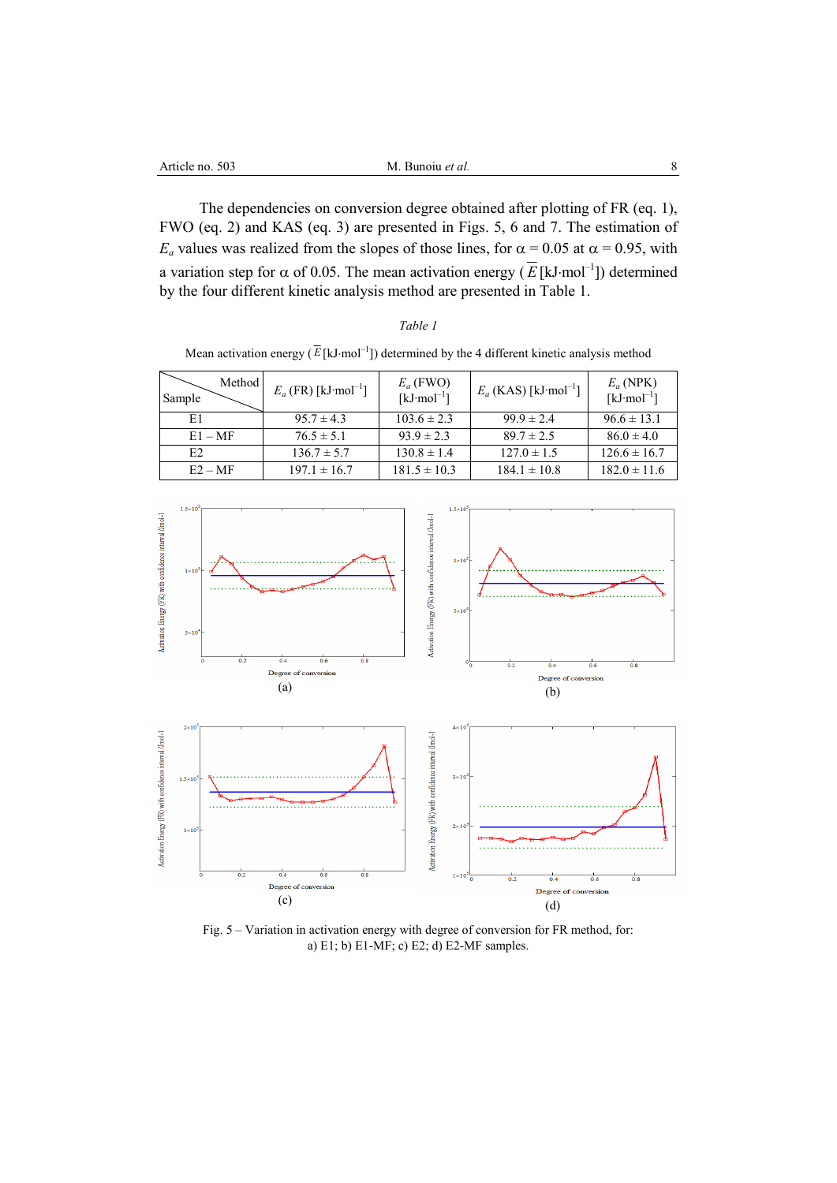The dependencies on conversion degree obtained after plotting of FR (eq. 1), FWO (eq. 2) and KAS (eq. 3) are presented in Figs. 5, 6 and 7. The estimation of $E_a$ values was realized from the slopes of those lines, for $\alpha = 0.05$ at $\alpha = 0.95$, with a variation step for $\alpha$ of 0.05. The mean activation energy ($\overline{E}$ [kJ·mol$^{-1}$]) determined by the four different kinetic analysis method are presented in Table 1.

*Table 1*

Mean activation energy ($\overline{E}$ [kJ·mol$^{-1}$]) determined by the 4 different kinetic analysis method

| Sample \ Method | $E_a$ (FR) [kJ·mol$^{-1}$] | $E_a$ (FWO) [kJ·mol$^{-1}$] | $E_a$ (KAS) [kJ·mol$^{-1}$] | $E_a$ (NPK) [kJ·mol$^{-1}$] |
|---|---|---|---|---|
| E1 | 95.7 ± 4.3 | 103.6 ± 2.3 | 99.9 ± 2.4 | 96.6 ± 13.1 |
| E1 – MF | 76.5 ± 5.1 | 93.9 ± 2.3 | 89.7 ± 2.5 | 86.0 ± 4.0 |
| E2 | 136.7 ± 5.7 | 130.8 ± 1.4 | 127.0 ± 1.5 | 126.6 ± 16.7 |
| E2 – MF | 197.1 ± 16.7 | 181.5 ± 10.3 | 184.1 ± 10.8 | 182.0 ± 11.6 |

Fig. 5 – Variation in activation energy with degree of conversion for FR method, for: a) E1; b) E1-MF; c) E2; d) E2-MF samples.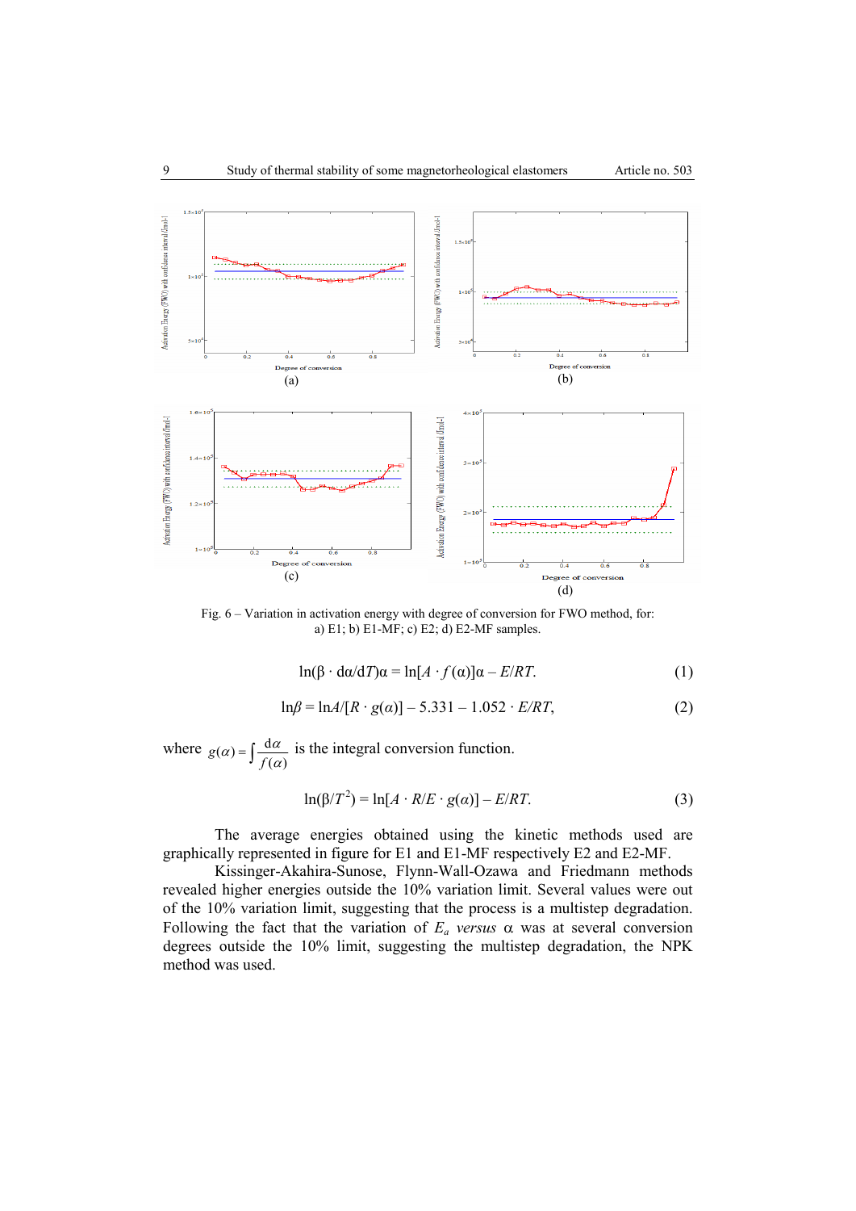Fig. 6 – Variation in activation energy with degree of conversion for FWO method, for: a) E1; b) E1-MF; c) E2; d) E2-MF samples.

$$\ln(\beta \cdot d\alpha/dT)\alpha = \ln[A \cdot f(\alpha)]\alpha - E/RT. \tag{1}$$

$$\ln\beta = \ln A/[R \cdot g(\alpha)] - 5.331 - 1.052 \cdot E/RT, \tag{2}$$

where $g(\alpha) = \int \frac{d\alpha}{f(\alpha)}$ is the integral conversion function.

$$\ln(\beta/T^2) = \ln[A \cdot R/E \cdot g(\alpha)] - E/RT. \tag{3}$$

The average energies obtained using the kinetic methods used are graphically represented in figure for E1 and E1-MF respectively E2 and E2-MF.

Kissinger-Akahira-Sunose, Flynn-Wall-Ozawa and Friedmann methods revealed higher energies outside the 10% variation limit. Several values were out of the 10% variation limit, suggesting that the process is a multistep degradation. Following the fact that the variation of $E_a$ *versus* α was at several conversion degrees outside the 10% limit, suggesting the multistep degradation, the NPK method was used.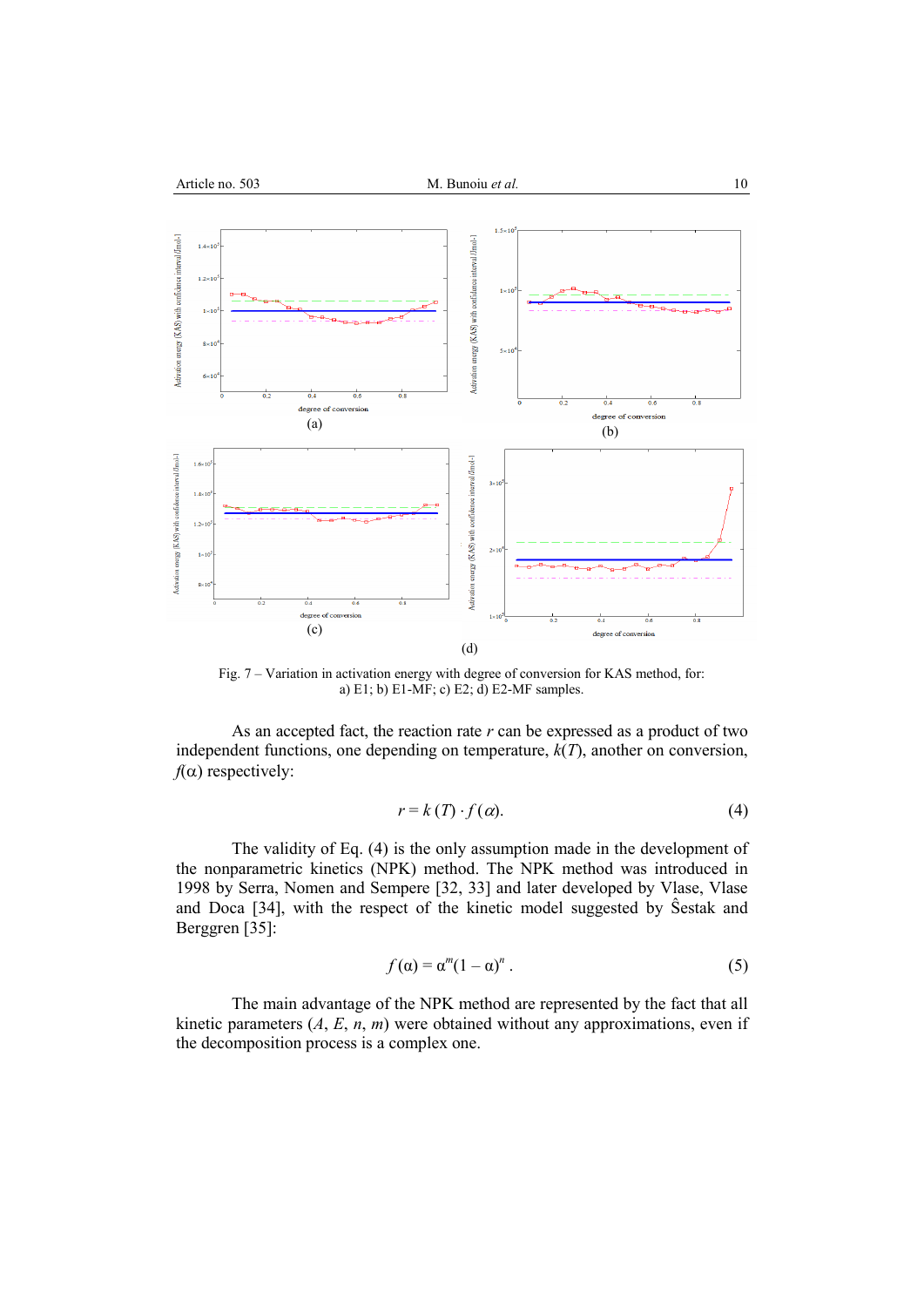Fig. 7 – Variation in activation energy with degree of conversion for KAS method, for: a) E1; b) E1-MF; c) E2; d) E2-MF samples.

As an accepted fact, the reaction rate $r$ can be expressed as a product of two independent functions, one depending on temperature, $k(T)$, another on conversion, $f(\alpha)$ respectively:

$$r = k(T) \cdot f(\alpha). \tag{4}$$

The validity of Eq. (4) is the only assumption made in the development of the nonparametric kinetics (NPK) method. The NPK method was introduced in 1998 by Serra, Nomen and Sempere [32, 33] and later developed by Vlase, Vlase and Doca [34], with the respect of the kinetic model suggested by Ŝestak and Berggren [35]:

$$f(\alpha) = \alpha^m (1 - \alpha)^n . \tag{5}$$

The main advantage of the NPK method are represented by the fact that all kinetic parameters ($A$, $E$, $n$, $m$) were obtained without any approximations, even if the decomposition process is a complex one.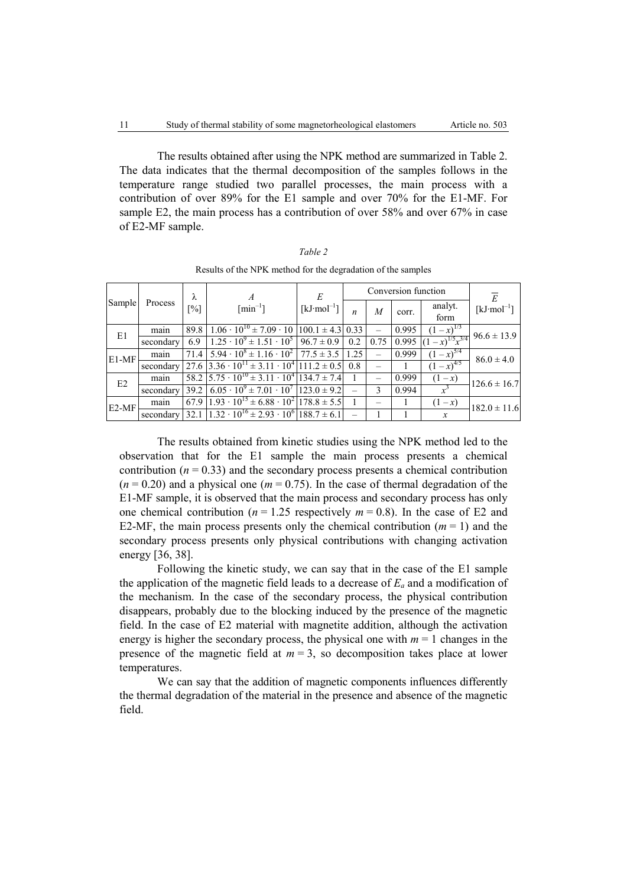The results obtained after using the NPK method are summarized in Table 2. The data indicates that the thermal decomposition of the samples follows in the temperature range studied two parallel processes, the main process with a contribution of over 89% for the E1 sample and over 70% for the E1-MF. For sample E2, the main process has a contribution of over 58% and over 67% in case of E2-MF sample.

*Table 2*

Results of the NPK method for the degradation of the samples

| Sample | Process | λ [%] | $A$ [$\text{min}^{-1}$] | $E$ [$\text{kJ·mol}^{-1}$] | Conversion function | | | | $\overline{E}$ [$\text{kJ·mol}^{-1}$] |
|---|---|---|---|---|---|---|---|---|---|
| | | | | | $n$ | $M$ | corr. | analyt. form | |
| E1 | main | 89.8 | $1.06 \cdot 10^{10} \pm 7.09 \cdot 10$ | $100.1 \pm 4.3$ | 0.33 | – | 0.995 | $(1-x)^{1/3}$ | $96.6 \pm 13.9$ |
| | secondary | 6.9 | $1.25 \cdot 10^{9} \pm 1.51 \cdot 10^{5}$ | $96.7 \pm 0.9$ | 0.2 | 0.75 | 0.995 | $(1-x)^{1/5}x^{3/4}$ | |
| E1-MF | main | 71.4 | $5.94 \cdot 10^{8} \pm 1.16 \cdot 10^{2}$ | $77.5 \pm 3.5$ | 1.25 | – | 0.999 | $(1-x)^{5/4}$ | $86.0 \pm 4.0$ |
| | secondary | 27.6 | $3.36 \cdot 10^{11} \pm 3.11 \cdot 10^{4}$ | $111.2 \pm 0.5$ | 0.8 | – | 1 | $(1-x)^{4/5}$ | |
| E2 | main | 58.2 | $5.75 \cdot 10^{10} \pm 3.11 \cdot 10^{4}$ | $134.7 \pm 7.4$ | 1 | – | 0.999 | $(1-x)$ | $126.6 \pm 16.7$ |
| | secondary | 39.2 | $6.05 \cdot 10^{9} \pm 7.01 \cdot 10^{7}$ | $123.0 \pm 9.2$ | – | 3 | 0.994 | $x^{3}$ | |
| E2-MF | main | 67.9 | $1.93 \cdot 10^{15} \pm 6.88 \cdot 10^{2}$ | $178.8 \pm 5.5$ | 1 | – | 1 | $(1-x)$ | $182.0 \pm 11.6$ |
| | secondary | 32.1 | $1.32 \cdot 10^{16} \pm 2.93 \cdot 10^{6}$ | $188.7 \pm 6.1$ | – | 1 | 1 | $x$ | |

The results obtained from kinetic studies using the NPK method led to the observation that for the E1 sample the main process presents a chemical contribution ($n = 0.33$) and the secondary process presents a chemical contribution ($n = 0.20$) and a physical one ($m = 0.75$). In the case of thermal degradation of the E1-MF sample, it is observed that the main process and secondary process has only one chemical contribution ($n = 1.25$ respectively $m = 0.8$). In the case of E2 and E2-MF, the main process presents only the chemical contribution ($m = 1$) and the secondary process presents only physical contributions with changing activation energy [36, 38].

Following the kinetic study, we can say that in the case of the E1 sample the application of the magnetic field leads to a decrease of $E_a$ and a modification of the mechanism. In the case of the secondary process, the physical contribution disappears, probably due to the blocking induced by the presence of the magnetic field. In the case of E2 material with magnetite addition, although the activation energy is higher the secondary process, the physical one with $m = 1$ changes in the presence of the magnetic field at $m = 3$, so decomposition takes place at lower temperatures.

We can say that the addition of magnetic components influences differently the thermal degradation of the material in the presence and absence of the magnetic field.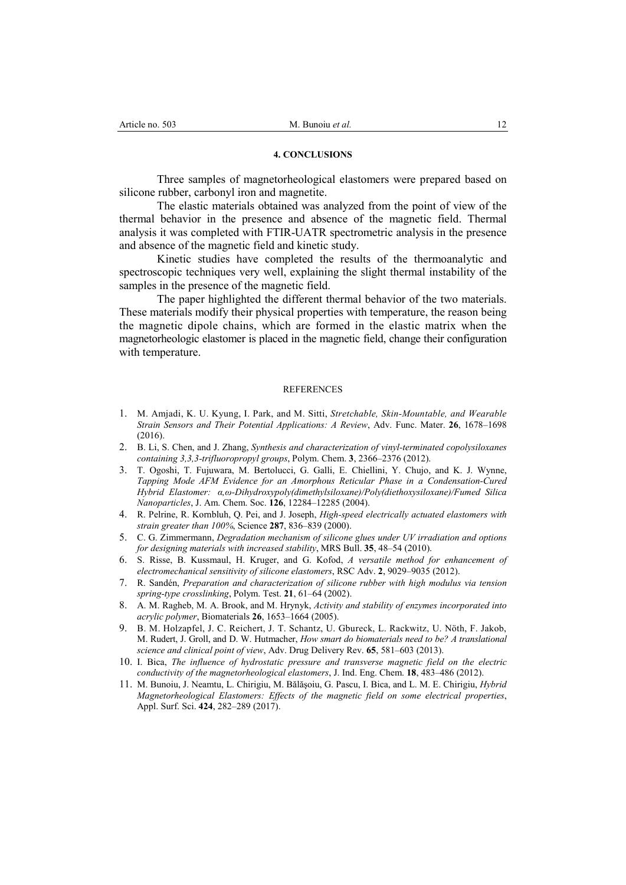## 4. CONCLUSIONS

Three samples of magnetorheological elastomers were prepared based on silicone rubber, carbonyl iron and magnetite.

The elastic materials obtained was analyzed from the point of view of the thermal behavior in the presence and absence of the magnetic field. Thermal analysis it was completed with FTIR-UATR spectrometric analysis in the presence and absence of the magnetic field and kinetic study.

Kinetic studies have completed the results of the thermoanalytic and spectroscopic techniques very well, explaining the slight thermal instability of the samples in the presence of the magnetic field.

The paper highlighted the different thermal behavior of the two materials. These materials modify their physical properties with temperature, the reason being the magnetic dipole chains, which are formed in the elastic matrix when the magnetorheologic elastomer is placed in the magnetic field, change their configuration with temperature.

## REFERENCES

1. M. Amjadi, K. U. Kyung, I. Park, and M. Sitti, *Stretchable, Skin-Mountable, and Wearable Strain Sensors and Their Potential Applications: A Review*, Adv. Func. Mater. **26**, 1678–1698 (2016).
2. B. Li, S. Chen, and J. Zhang, *Synthesis and characterization of vinyl-terminated copolysiloxanes containing 3,3,3-trifluoropropyl groups*, Polym. Chem. **3**, 2366–2376 (2012).
3. T. Ogoshi, T. Fujuwara, M. Bertolucci, G. Galli, E. Chiellini, Y. Chujo, and K. J. Wynne, *Tapping Mode AFM Evidence for an Amorphous Reticular Phase in a Condensation-Cured Hybrid Elastomer: α,ω-Dihydroxypoly(dimethylsiloxane)/Poly(diethoxysiloxane)/Fumed Silica Nanoparticles*, J. Am. Chem. Soc. **126**, 12284–12285 (2004).
4. R. Pelrine, R. Kornbluh, Q. Pei, and J. Joseph, *High-speed electrically actuated elastomers with strain greater than 100%*, Science **287**, 836–839 (2000).
5. C. G. Zimmermann, *Degradation mechanism of silicone glues under UV irradiation and options for designing materials with increased stability*, MRS Bull. **35**, 48–54 (2010).
6. S. Risse, B. Kussmaul, H. Kruger, and G. Kofod, *A versatile method for enhancement of electromechanical sensitivity of silicone elastomers*, RSC Adv. **2**, 9029–9035 (2012).
7. R. Sandén, *Preparation and characterization of silicone rubber with high modulus via tension spring-type crosslinking*, Polym. Test. **21**, 61–64 (2002).
8. A. M. Ragheb, M. A. Brook, and M. Hrynyk, *Activity and stability of enzymes incorporated into acrylic polymer*, Biomaterials **26**, 1653–1664 (2005).
9. B. M. Holzapfel, J. C. Reichert, J. T. Schantz, U. Gbureck, L. Rackwitz, U. Nöth, F. Jakob, M. Rudert, J. Groll, and D. W. Hutmacher, *How smart do biomaterials need to be? A translational science and clinical point of view*, Adv. Drug Delivery Rev. **65**, 581–603 (2013).
10. I. Bica, *The influence of hydrostatic pressure and transverse magnetic field on the electric conductivity of the magnetorheological elastomers*, J. Ind. Eng. Chem. **18**, 483–486 (2012).
11. M. Bunoiu, J. Neamtu, L. Chirigiu, M. Bălăşoiu, G. Pascu, I. Bica, and L. M. E. Chirigiu, *Hybrid Magnetorheological Elastomers: Effects of the magnetic field on some electrical properties*, Appl. Surf. Sci. **424**, 282–289 (2017).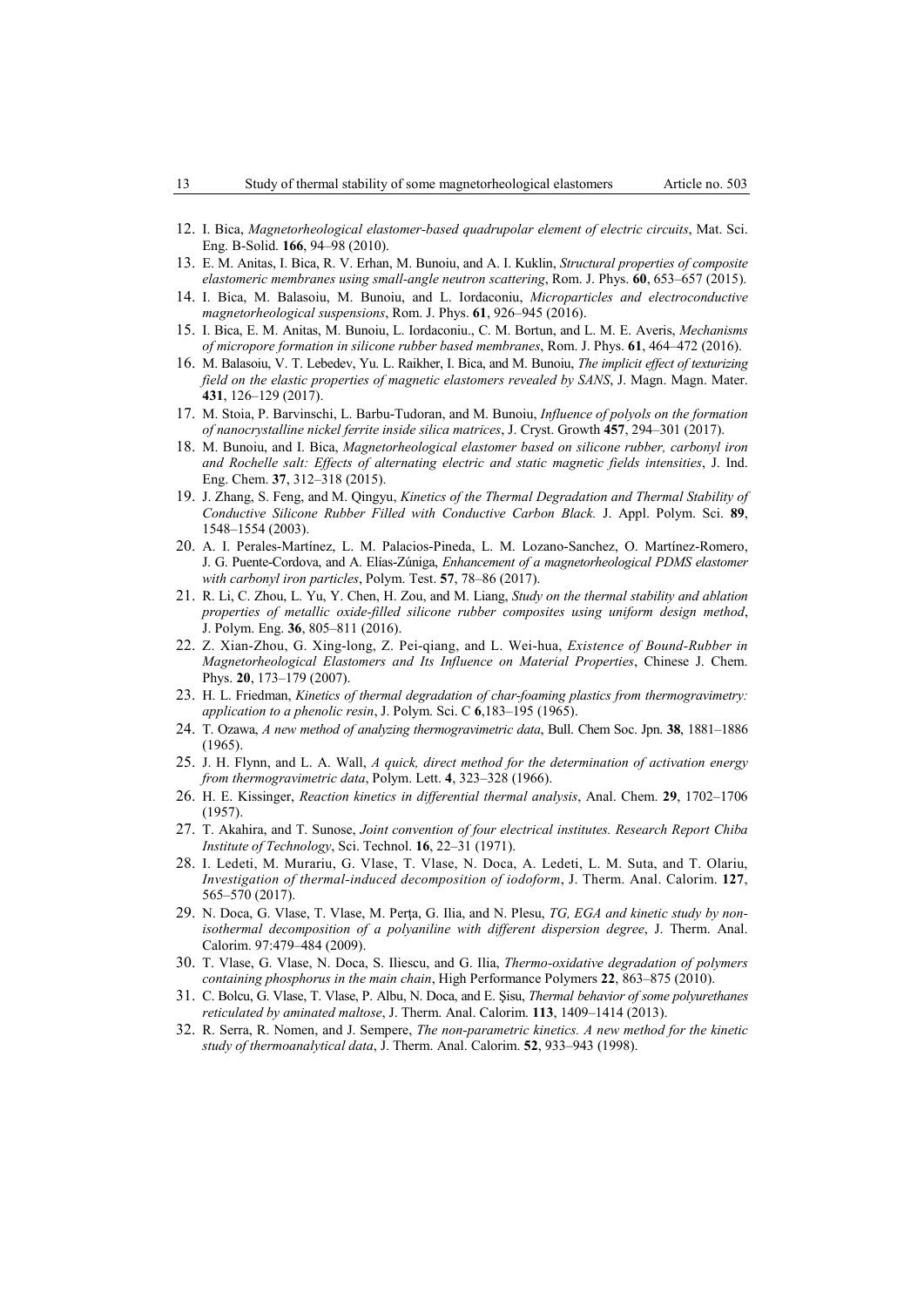12. I. Bica, *Magnetorheological elastomer-based quadrupolar element of electric circuits*, Mat. Sci. Eng. B-Solid. **166**, 94–98 (2010).
13. E. M. Anitas, I. Bica, R. V. Erhan, M. Bunoiu, and A. I. Kuklin, *Structural properties of composite elastomeric membranes using small-angle neutron scattering*, Rom. J. Phys. **60**, 653–657 (2015).
14. I. Bica, M. Balasoiu, M. Bunoiu, and L. Iordaconiu, *Microparticles and electroconductive magnetorheological suspensions*, Rom. J. Phys. **61**, 926–945 (2016).
15. I. Bica, E. M. Anitas, M. Bunoiu, L. Iordaconiu., C. M. Bortun, and L. M. E. Averis, *Mechanisms of micropore formation in silicone rubber based membranes*, Rom. J. Phys. **61**, 464–472 (2016).
16. M. Balasoiu, V. T. Lebedev, Yu. L. Raikher, I. Bica, and M. Bunoiu, *The implicit effect of texturizing field on the elastic properties of magnetic elastomers revealed by SANS*, J. Magn. Magn. Mater. **431**, 126–129 (2017).
17. M. Stoia, P. Barvinschi, L. Barbu-Tudoran, and M. Bunoiu, *Influence of polyols on the formation of nanocrystalline nickel ferrite inside silica matrices*, J. Cryst. Growth **457**, 294–301 (2017).
18. M. Bunoiu, and I. Bica, *Magnetorheological elastomer based on silicone rubber, carbonyl iron and Rochelle salt: Effects of alternating electric and static magnetic fields intensities*, J. Ind. Eng. Chem. **37**, 312–318 (2015).
19. J. Zhang, S. Feng, and M. Qingyu, *Kinetics of the Thermal Degradation and Thermal Stability of Conductive Silicone Rubber Filled with Conductive Carbon Black.* J. Appl. Polym. Sci. **89**, 1548–1554 (2003).
20. A. I. Perales-Martínez, L. M. Palacios-Pineda, L. M. Lozano-Sanchez, O. Martínez-Romero, J. G. Puente-Cordova, and A. Elías-Zúniga, *Enhancement of a magnetorheological PDMS elastomer with carbonyl iron particles*, Polym. Test. **57**, 78–86 (2017).
21. R. Li, C. Zhou, L. Yu, Y. Chen, H. Zou, and M. Liang, *Study on the thermal stability and ablation properties of metallic oxide-filled silicone rubber composites using uniform design method*, J. Polym. Eng. **36**, 805–811 (2016).
22. Z. Xian-Zhou, G. Xing-long, Z. Pei-qiang, and L. Wei-hua, *Existence of Bound-Rubber in Magnetorheological Elastomers and Its Influence on Material Properties*, Chinese J. Chem. Phys. **20**, 173–179 (2007).
23. H. L. Friedman, *Kinetics of thermal degradation of char-foaming plastics from thermogravimetry: application to a phenolic resin*, J. Polym. Sci. C **6**,183–195 (1965).
24. T. Ozawa, *A new method of analyzing thermogravimetric data*, Bull. Chem Soc. Jpn. **38**, 1881–1886 (1965).
25. J. H. Flynn, and L. A. Wall, *A quick, direct method for the determination of activation energy from thermogravimetric data*, Polym. Lett. **4**, 323–328 (1966).
26. H. E. Kissinger, *Reaction kinetics in differential thermal analysis*, Anal. Chem. **29**, 1702–1706 (1957).
27. T. Akahira, and T. Sunose, *Joint convention of four electrical institutes. Research Report Chiba Institute of Technology*, Sci. Technol. **16**, 22–31 (1971).
28. I. Ledeti, M. Murariu, G. Vlase, T. Vlase, N. Doca, A. Ledeti, L. M. Suta, and T. Olariu, *Investigation of thermal-induced decomposition of iodoform*, J. Therm. Anal. Calorim. **127**, 565–570 (2017).
29. N. Doca, G. Vlase, T. Vlase, M. Perţa, G. Ilia, and N. Plesu, *TG, EGA and kinetic study by non-isothermal decomposition of a polyaniline with different dispersion degree*, J. Therm. Anal. Calorim. 97:479–484 (2009).
30. T. Vlase, G. Vlase, N. Doca, S. Iliescu, and G. Ilia, *Thermo-oxidative degradation of polymers containing phosphorus in the main chain*, High Performance Polymers **22**, 863–875 (2010).
31. C. Bolcu, G. Vlase, T. Vlase, P. Albu, N. Doca, and E. Şisu, *Thermal behavior of some polyurethanes reticulated by aminated maltose*, J. Therm. Anal. Calorim. **113**, 1409–1414 (2013).
32. R. Serra, R. Nomen, and J. Sempere, *The non-parametric kinetics. A new method for the kinetic study of thermoanalytical data*, J. Therm. Anal. Calorim. **52**, 933–943 (1998).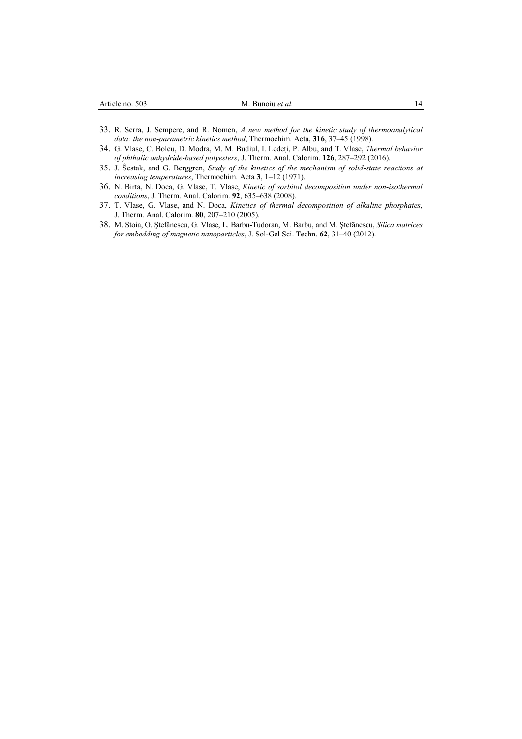33. R. Serra, J. Sempere, and R. Nomen, *A new method for the kinetic study of thermoanalytical data: the non-parametric kinetics method*, Thermochim. Acta, **316**, 37–45 (1998).
34. G. Vlase, C. Bolcu, D. Modra, M. M. Budiul, I. Ledeți, P. Albu, and T. Vlase, *Thermal behavior of phthalic anhydride-based polyesters*, J. Therm. Anal. Calorim. **126**, 287–292 (2016).
35. J. Ŝestak, and G. Berggren, *Study of the kinetics of the mechanism of solid-state reactions at increasing temperatures*, Thermochim. Acta **3**, 1–12 (1971).
36. N. Birta, N. Doca, G. Vlase, T. Vlase, *Kinetic of sorbitol decomposition under non-isothermal conditions*, J. Therm. Anal. Calorim. **92**, 635–638 (2008).
37. T. Vlase, G. Vlase, and N. Doca, *Kinetics of thermal decomposition of alkaline phosphates*, J. Therm. Anal. Calorim. **80**, 207–210 (2005).
38. M. Stoia, O. Ştefănescu, G. Vlase, L. Barbu-Tudoran, M. Barbu, and M. Ştefănescu, *Silica matrices for embedding of magnetic nanoparticles*, J. Sol-Gel Sci. Techn. **62**, 31–40 (2012).